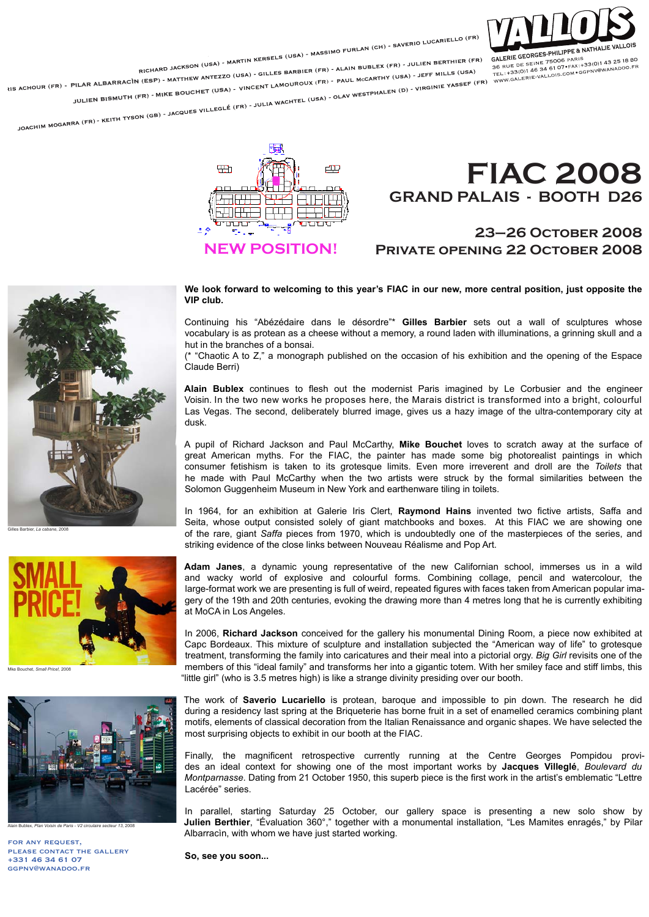RICHARD JACKSON (USA) - MARTIN KERSELS (USA) - MASSIMO FURLAN (CH) - SAVERIO LUCARIELLO (FR)
IRIS ACHOUR (FR) - PILAR ALBARRACÍN (ESP) - MATTHEW ANTEZZO (USA) - GILLES BARBIER (FR) - ALAIN BUBLEX (FR) - JULIEN BERTHIER (FR)
JULIEN BISMUTH (FR) - MIKE BOUCHET (USA) - VINCENT LAMOUROUX (FR) - PAUL McCARTHY (USA) - JEFF MILLS (USA)
JOACHIM MOGARRA (FR) - KEITH TYSON (GB) - JACQUES VILLEGLÉ (FR) - JULIA WACHTEL (USA) - OLAV WESTPHALEN (D) - VIRGINIE YASSEF (FR)

**VALLOIS**
GALERIE GEORGES-PHILIPPE & NATHALIE VALLOIS
36 RUE DE SEINE 75006 PARIS
TEL: +33(0)1 46 34 61 07 • FAX: +33(0)1 43 25 18 80
WWW.GALERIE-VALLOIS.COM • GGPNV@WANADOO.FR

# FIAC 2008

## GRAND PALAIS - BOOTH D26

NEW POSITION!

### 23–26 October 2008
### Private opening 22 October 2008

**We look forward to welcoming to this year's FIAC in our new, more central position, just opposite the VIP club.**

Continuing his "Abézédaire dans le désordre"* **Gilles Barbier** sets out a wall of sculptures whose vocabulary is as protean as a cheese without a memory, a round laden with illuminations, a grinning skull and a hut in the branches of a bonsai.
(* "Chaotic A to Z," a monograph published on the occasion of his exhibition and the opening of the Espace Claude Berri)

**Alain Bublex** continues to flesh out the modernist Paris imagined by Le Corbusier and the engineer Voisin. In the two new works he proposes here, the Marais district is transformed into a bright, colourful Las Vegas. The second, deliberately blurred image, gives us a hazy image of the ultra-contemporary city at dusk.

A pupil of Richard Jackson and Paul McCarthy, **Mike Bouchet** loves to scratch away at the surface of great American myths. For the FIAC, the painter has made some big photorealist paintings in which consumer fetishism is taken to its grotesque limits. Even more irreverent and droll are the *Toilets* that he made with Paul McCarthy when the two artists were struck by the formal similarities between the Solomon Guggenheim Museum in New York and earthenware tiling in toilets.

In 1964, for an exhibition at Galerie Iris Clert, **Raymond Hains** invented two fictive artists, Saffa and Seita, whose output consisted solely of giant matchbooks and boxes. At this FIAC we are showing one of the rare, giant *Saffa* pieces from 1970, which is undoubtedly one of the masterpieces of the series, and striking evidence of the close links between Nouveau Réalisme and Pop Art.

**Adam Janes**, a dynamic young representative of the new Californian school, immerses us in a wild and wacky world of explosive and colourful forms. Combining collage, pencil and watercolour, the large-format work we are presenting is full of weird, repeated figures with faces taken from American popular imagery of the 19th and 20th centuries, evoking the drawing more than 4 metres long that he is currently exhibiting at MoCA in Los Angeles.

In 2006, **Richard Jackson** conceived for the gallery his monumental Dining Room, a piece now exhibited at Capc Bordeaux. This mixture of sculpture and installation subjected the "American way of life" to grotesque treatment, transforming the family into caricatures and their meal into a pictorial orgy. *Big Girl* revisits one of the members of this "ideal family" and transforms her into a gigantic totem. With her smiley face and stiff limbs, this "little girl" (who is 3.5 metres high) is like a strange divinity presiding over our booth.

The work of **Saverio Lucariello** is protean, baroque and impossible to pin down. The research he did during a residency last spring at the Briqueterie has borne fruit in a set of enamelled ceramics combining plant motifs, elements of classical decoration from the Italian Renaissance and organic shapes. We have selected the most surprising objects to exhibit in our booth at the FIAC.

Finally, the magnificent retrospective currently running at the Centre Georges Pompidou provides an ideal context for showing one of the most important works by **Jacques Villeglé**, *Boulevard du Montparnasse*. Dating from 21 October 1950, this superb piece is the first work in the artist's emblematic "Lettre Lacérée" series.

In parallel, starting Saturday 25 October, our gallery space is presenting a new solo show by **Julien Berthier**, "Évaluation 360°," together with a monumental installation, "Les Mamites enragés," by Pilar Albarracìn, with whom we have just started working.

**So, see you soon...**

Gilles Barbier, *La cabane*, 2008

Mike Bouchet, *Small Price!*, 2008

Alain Bublex, *Plan Voisin de Paris - V2 circulaire secteur 13*, 2008

FOR ANY REQUEST,
PLEASE CONTACT THE GALLERY
+331 46 34 61 07
GGPNV@WANADOO.FR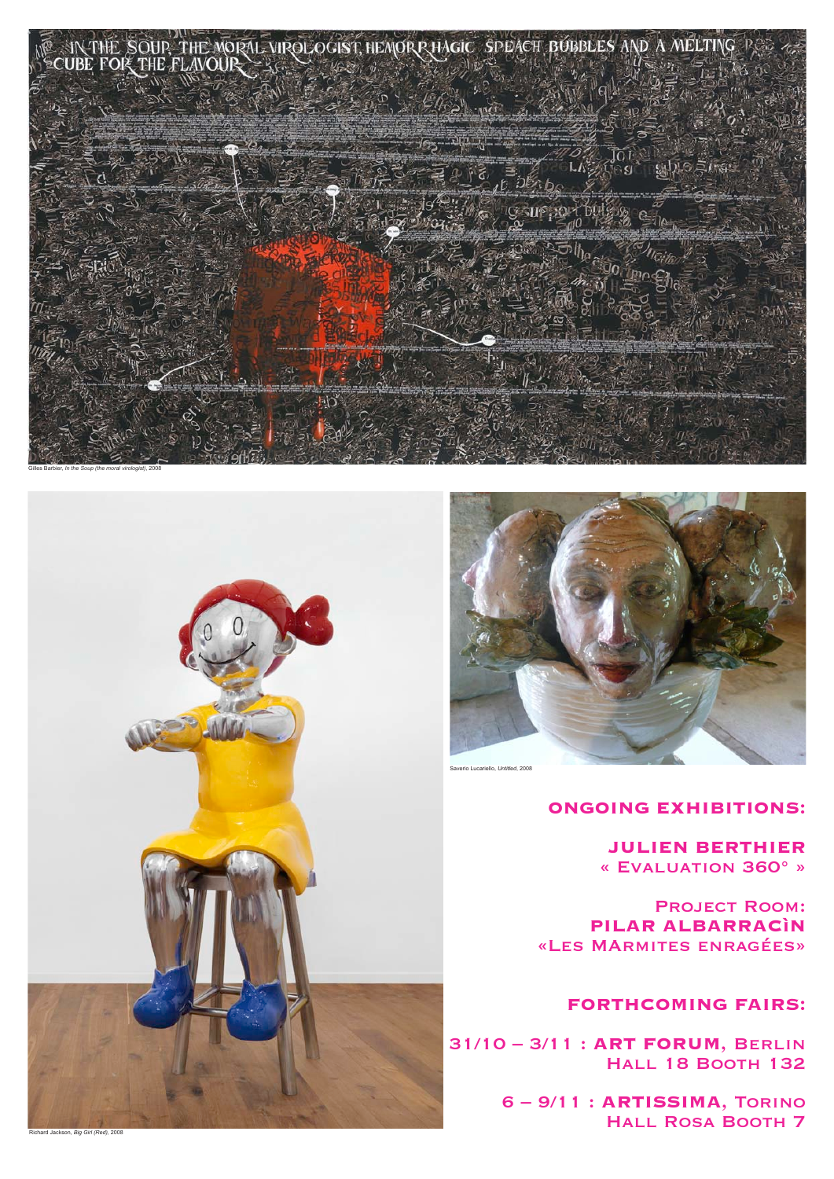Gilles Barbier, *In the Soup (the moral virologist)*, 2008

Saverio Lucariello, *Untitled*, 2008

Richard Jackson, *Big Girl (Red)*, 2008

## ONGOING EXHIBITIONS:

**JULIEN BERTHIER**
« EVALUATION 360° »

PROJECT ROOM:
**PILAR ALBARRACÌN**
«LES MARMITES ENRAGÉES»

## FORTHCOMING FAIRS:

31/10 – 3/11 : **ART FORUM**, BERLIN
HALL 18 BOOTH 132

6 – 9/11 : **ARTISSIMA**, TORINO
HALL ROSA BOOTH 7